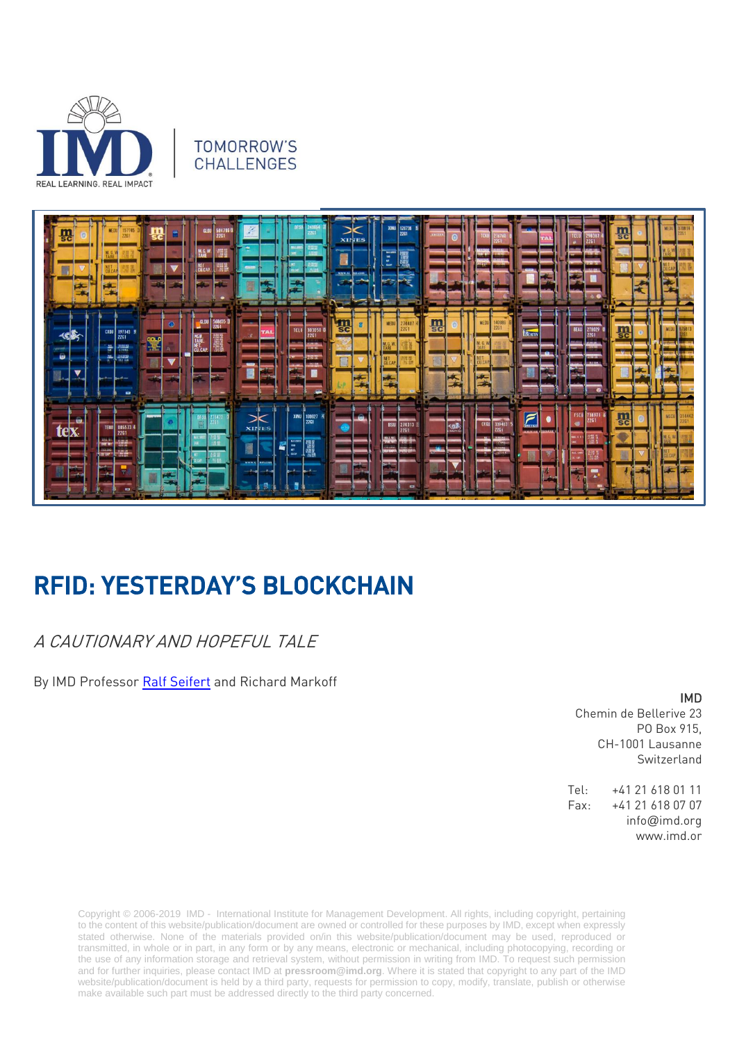TOMORROW'S CHALLENGES

# RFID: YESTERDAY'S BLOCKCHAIN

*A CAUTIONARY AND HOPEFUL TALE*

By IMD Professor [Ralf Seifert] and Richard Markoff

**IMD**
Chemin de Bellerive 23
PO Box 915,
CH-1001 Lausanne
Switzerland

Tel: +41 21 618 01 11
Fax: +41 21 618 07 07
info@imd.org
www.imd.or

Copyright © 2006-2019 IMD - International Institute for Management Development. All rights, including copyright, pertaining to the content of this website/publication/document are owned or controlled for these purposes by IMD, except when expressly stated otherwise. None of the materials provided on/in this website/publication/document may be used, reproduced or transmitted, in whole or in part, in any form or by any means, electronic or mechanical, including photocopying, recording or the use of any information storage and retrieval system, without permission in writing from IMD. To request such permission and for further inquiries, please contact IMD at **pressroom@imd.org**. Where it is stated that copyright to any part of the IMD website/publication/document is held by a third party, requests for permission to copy, modify, translate, publish or otherwise make available such part must be addressed directly to the third party concerned.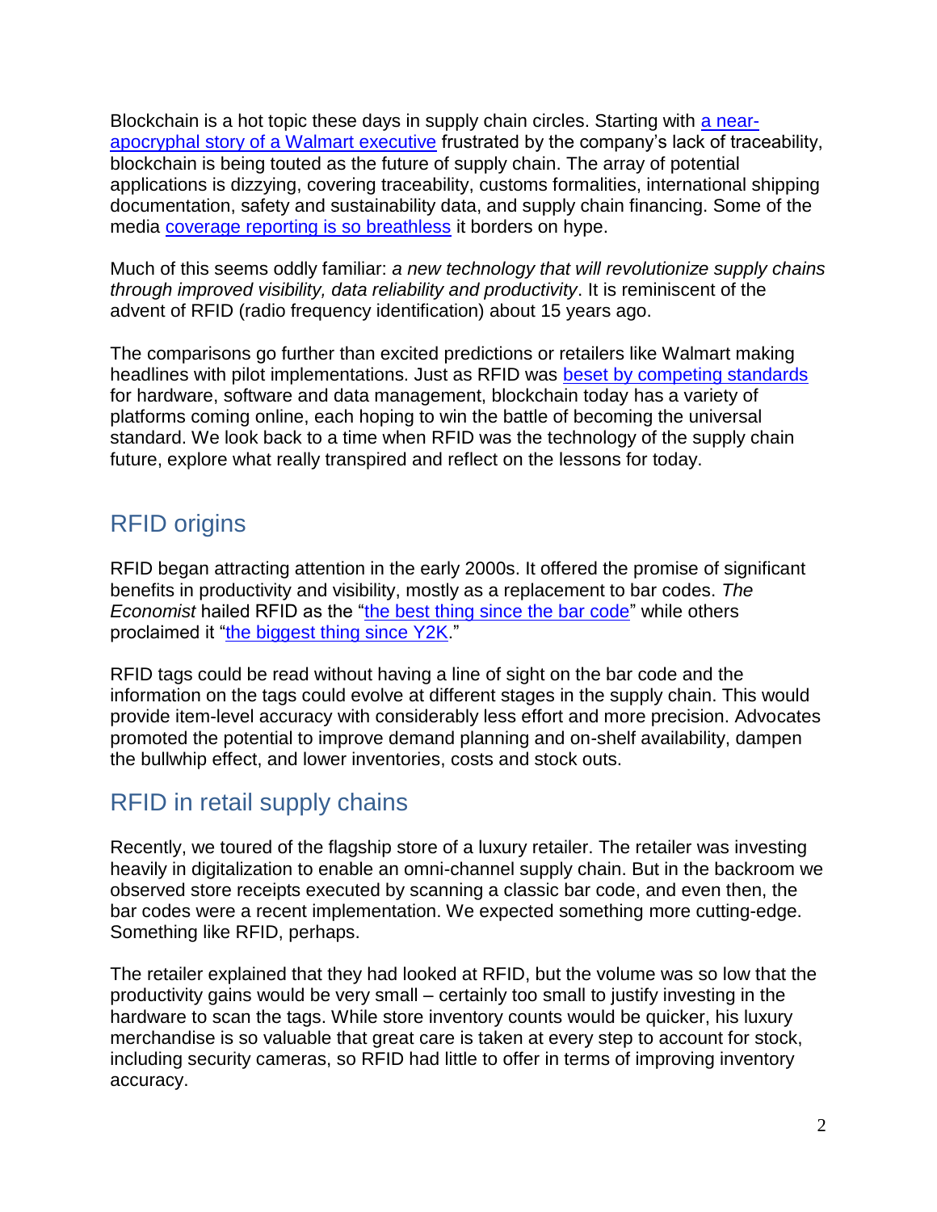Blockchain is a hot topic these days in supply chain circles. Starting with [a near-apocryphal story of a Walmart executive]() frustrated by the company's lack of traceability, blockchain is being touted as the future of supply chain. The array of potential applications is dizzying, covering traceability, customs formalities, international shipping documentation, safety and sustainability data, and supply chain financing. Some of the media [coverage reporting is so breathless]() it borders on hype.

Much of this seems oddly familiar: *a new technology that will revolutionize supply chains through improved visibility, data reliability and productivity*. It is reminiscent of the advent of RFID (radio frequency identification) about 15 years ago.

The comparisons go further than excited predictions or retailers like Walmart making headlines with pilot implementations. Just as RFID was [beset by competing standards]() for hardware, software and data management, blockchain today has a variety of platforms coming online, each hoping to win the battle of becoming the universal standard. We look back to a time when RFID was the technology of the supply chain future, explore what really transpired and reflect on the lessons for today.

## RFID origins

RFID began attracting attention in the early 2000s. It offered the promise of significant benefits in productivity and visibility, mostly as a replacement to bar codes. *The Economist* hailed RFID as the "[the best thing since the bar code]()" while others proclaimed it "[the biggest thing since Y2K]()."

RFID tags could be read without having a line of sight on the bar code and the information on the tags could evolve at different stages in the supply chain. This would provide item-level accuracy with considerably less effort and more precision. Advocates promoted the potential to improve demand planning and on-shelf availability, dampen the bullwhip effect, and lower inventories, costs and stock outs.

## RFID in retail supply chains

Recently, we toured of the flagship store of a luxury retailer. The retailer was investing heavily in digitalization to enable an omni-channel supply chain. But in the backroom we observed store receipts executed by scanning a classic bar code, and even then, the bar codes were a recent implementation. We expected something more cutting-edge. Something like RFID, perhaps.

The retailer explained that they had looked at RFID, but the volume was so low that the productivity gains would be very small – certainly too small to justify investing in the hardware to scan the tags. While store inventory counts would be quicker, his luxury merchandise is so valuable that great care is taken at every step to account for stock, including security cameras, so RFID had little to offer in terms of improving inventory accuracy.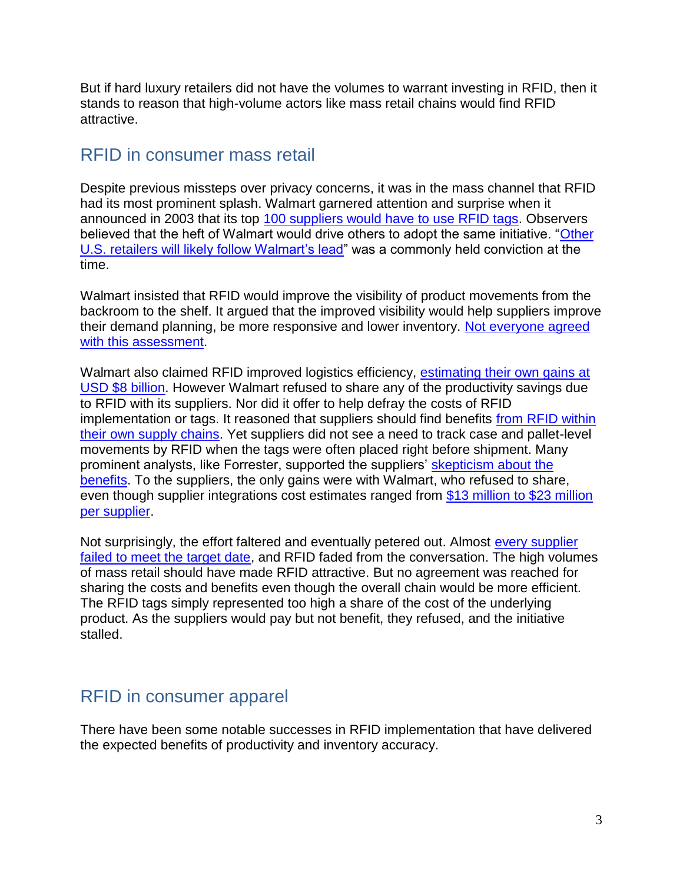But if hard luxury retailers did not have the volumes to warrant investing in RFID, then it stands to reason that high-volume actors like mass retail chains would find RFID attractive.

## RFID in consumer mass retail

Despite previous missteps over privacy concerns, it was in the mass channel that RFID had its most prominent splash. Walmart garnered attention and surprise when it announced in 2003 that its top 100 suppliers would have to use RFID tags. Observers believed that the heft of Walmart would drive others to adopt the same initiative. "Other U.S. retailers will likely follow Walmart's lead" was a commonly held conviction at the time.

Walmart insisted that RFID would improve the visibility of product movements from the backroom to the shelf. It argued that the improved visibility would help suppliers improve their demand planning, be more responsive and lower inventory. Not everyone agreed with this assessment.

Walmart also claimed RFID improved logistics efficiency, estimating their own gains at USD $8 billion. However Walmart refused to share any of the productivity savings due to RFID with its suppliers. Nor did it offer to help defray the costs of RFID implementation or tags. It reasoned that suppliers should find benefits from RFID within their own supply chains. Yet suppliers did not see a need to track case and pallet-level movements by RFID when the tags were often placed right before shipment. Many prominent analysts, like Forrester, supported the suppliers' skepticism about the benefits. To the suppliers, the only gains were with Walmart, who refused to share, even though supplier integrations cost estimates ranged from $13 million to $23 million per supplier.

Not surprisingly, the effort faltered and eventually petered out. Almost every supplier failed to meet the target date, and RFID faded from the conversation. The high volumes of mass retail should have made RFID attractive. But no agreement was reached for sharing the costs and benefits even though the overall chain would be more efficient. The RFID tags simply represented too high a share of the cost of the underlying product. As the suppliers would pay but not benefit, they refused, and the initiative stalled.

## RFID in consumer apparel

There have been some notable successes in RFID implementation that have delivered the expected benefits of productivity and inventory accuracy.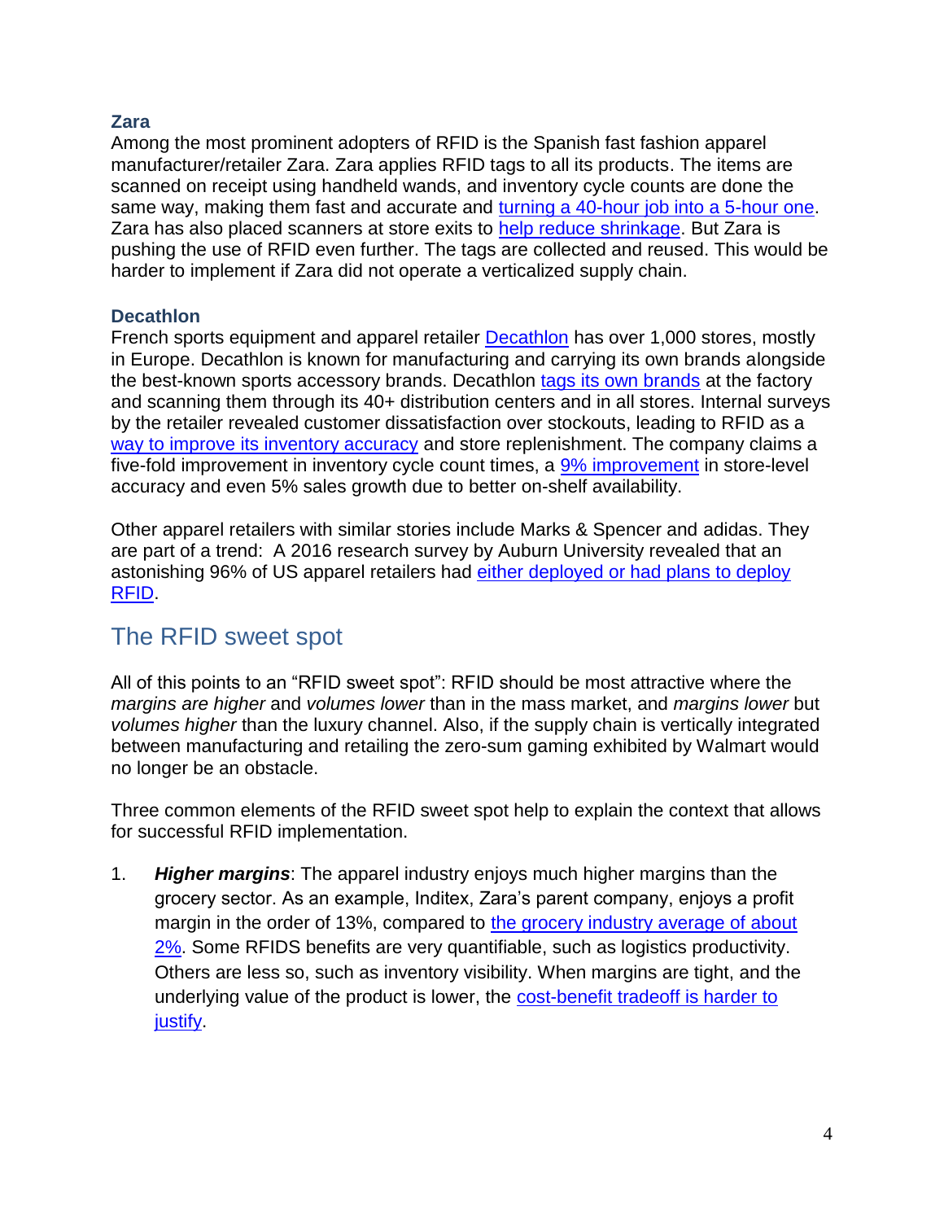### Zara

Among the most prominent adopters of RFID is the Spanish fast fashion apparel manufacturer/retailer Zara. Zara applies RFID tags to all its products. The items are scanned on receipt using handheld wands, and inventory cycle counts are done the same way, making them fast and accurate and turning a 40-hour job into a 5-hour one. Zara has also placed scanners at store exits to help reduce shrinkage. But Zara is pushing the use of RFID even further. The tags are collected and reused. This would be harder to implement if Zara did not operate a verticalized supply chain.

### Decathlon

French sports equipment and apparel retailer Decathlon has over 1,000 stores, mostly in Europe. Decathlon is known for manufacturing and carrying its own brands alongside the best-known sports accessory brands. Decathlon tags its own brands at the factory and scanning them through its 40+ distribution centers and in all stores. Internal surveys by the retailer revealed customer dissatisfaction over stockouts, leading to RFID as a way to improve its inventory accuracy and store replenishment. The company claims a five-fold improvement in inventory cycle count times, a 9% improvement in store-level accuracy and even 5% sales growth due to better on-shelf availability.

Other apparel retailers with similar stories include Marks & Spencer and adidas. They are part of a trend: A 2016 research survey by Auburn University revealed that an astonishing 96% of US apparel retailers had either deployed or had plans to deploy RFID.

## The RFID sweet spot

All of this points to an "RFID sweet spot": RFID should be most attractive where the *margins are higher* and *volumes lower* than in the mass market, and *margins lower* but *volumes higher* than the luxury channel. Also, if the supply chain is vertically integrated between manufacturing and retailing the zero-sum gaming exhibited by Walmart would no longer be an obstacle.

Three common elements of the RFID sweet spot help to explain the context that allows for successful RFID implementation.

1. ***Higher margins***: The apparel industry enjoys much higher margins than the grocery sector. As an example, Inditex, Zara's parent company, enjoys a profit margin in the order of 13%, compared to the grocery industry average of about 2%. Some RFIDS benefits are very quantifiable, such as logistics productivity. Others are less so, such as inventory visibility. When margins are tight, and the underlying value of the product is lower, the cost-benefit tradeoff is harder to justify.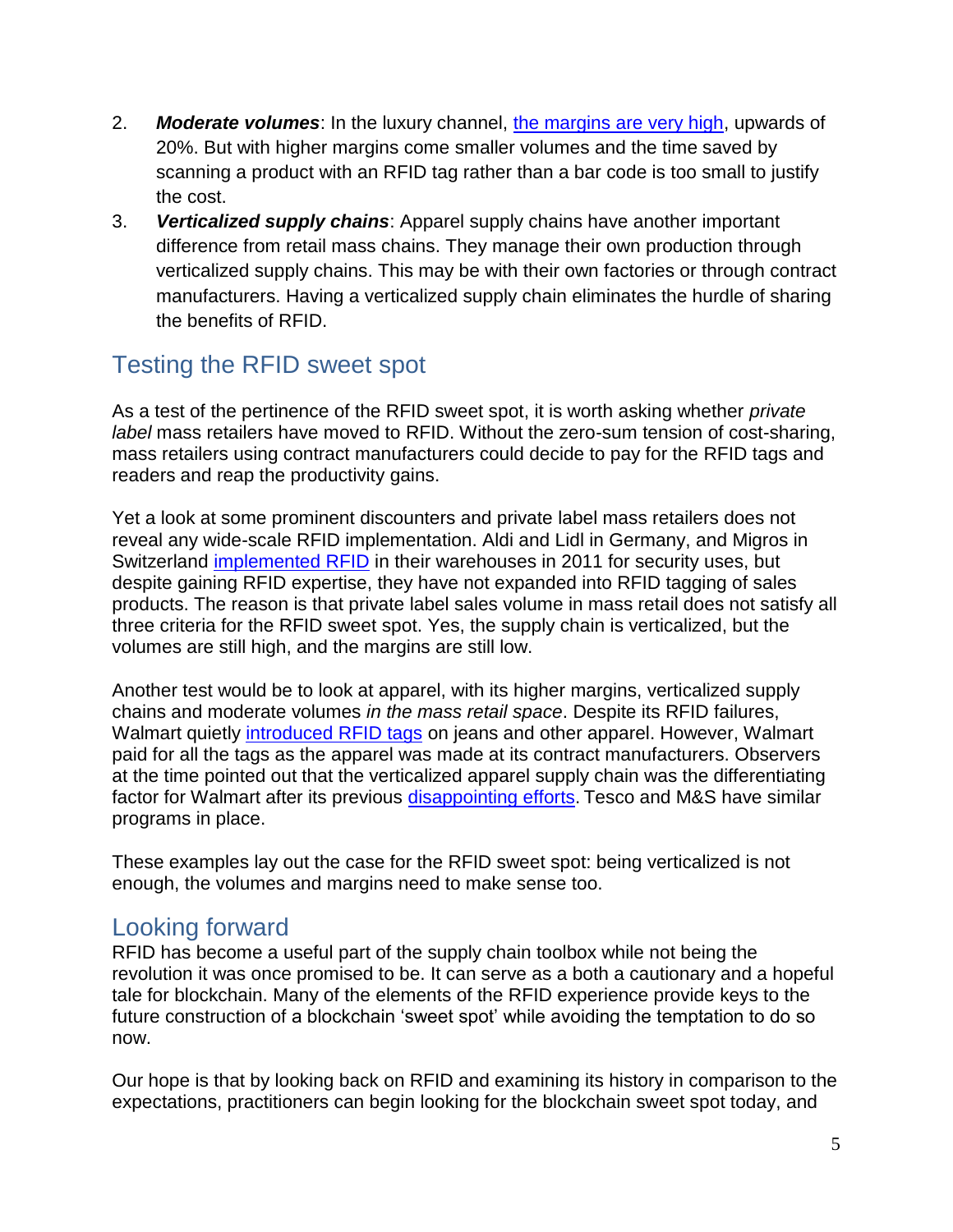2. ***Moderate volumes***: In the luxury channel, the margins are very high, upwards of 20%. But with higher margins come smaller volumes and the time saved by scanning a product with an RFID tag rather than a bar code is too small to justify the cost.
3. ***Verticalized supply chains***: Apparel supply chains have another important difference from retail mass chains. They manage their own production through verticalized supply chains. This may be with their own factories or through contract manufacturers. Having a verticalized supply chain eliminates the hurdle of sharing the benefits of RFID.

## Testing the RFID sweet spot

As a test of the pertinence of the RFID sweet spot, it is worth asking whether *private label* mass retailers have moved to RFID. Without the zero-sum tension of cost-sharing, mass retailers using contract manufacturers could decide to pay for the RFID tags and readers and reap the productivity gains.

Yet a look at some prominent discounters and private label mass retailers does not reveal any wide-scale RFID implementation. Aldi and Lidl in Germany, and Migros in Switzerland implemented RFID in their warehouses in 2011 for security uses, but despite gaining RFID expertise, they have not expanded into RFID tagging of sales products. The reason is that private label sales volume in mass retail does not satisfy all three criteria for the RFID sweet spot. Yes, the supply chain is verticalized, but the volumes are still high, and the margins are still low.

Another test would be to look at apparel, with its higher margins, verticalized supply chains and moderate volumes *in the mass retail space*. Despite its RFID failures, Walmart quietly introduced RFID tags on jeans and other apparel. However, Walmart paid for all the tags as the apparel was made at its contract manufacturers. Observers at the time pointed out that the verticalized apparel supply chain was the differentiating factor for Walmart after its previous disappointing efforts. Tesco and M&S have similar programs in place.

These examples lay out the case for the RFID sweet spot: being verticalized is not enough, the volumes and margins need to make sense too.

## Looking forward

RFID has become a useful part of the supply chain toolbox while not being the revolution it was once promised to be. It can serve as a both a cautionary and a hopeful tale for blockchain. Many of the elements of the RFID experience provide keys to the future construction of a blockchain 'sweet spot' while avoiding the temptation to do so now.

Our hope is that by looking back on RFID and examining its history in comparison to the expectations, practitioners can begin looking for the blockchain sweet spot today, and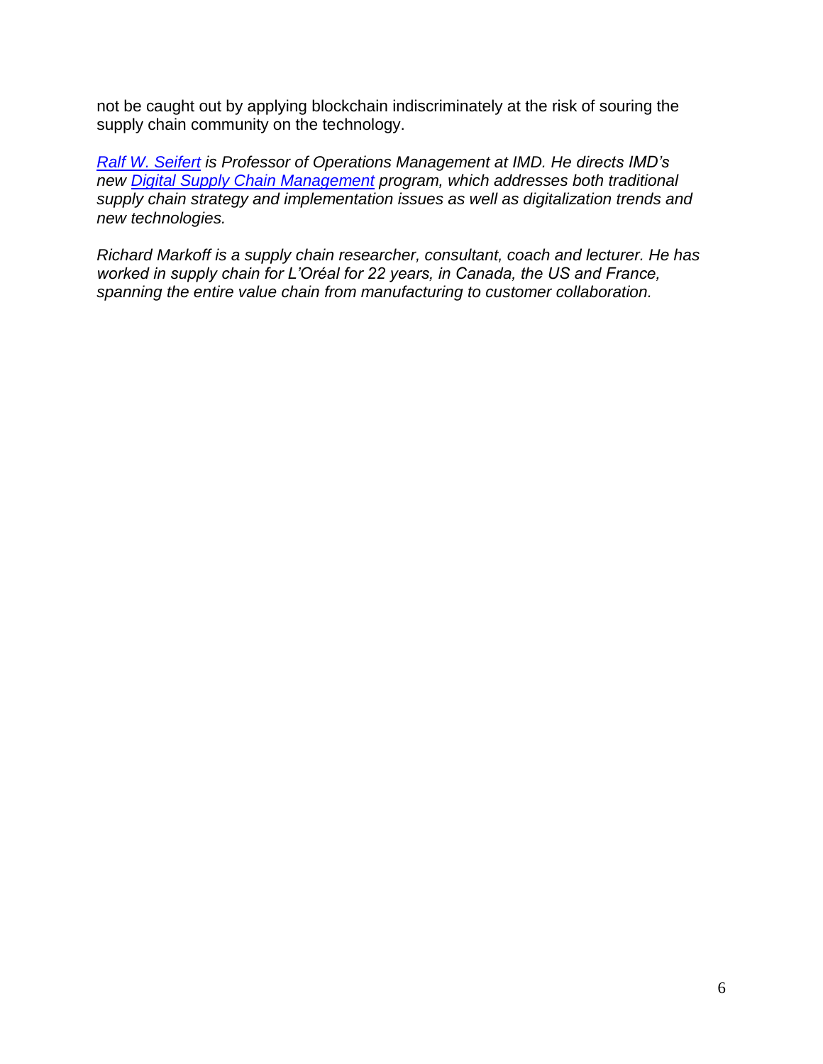not be caught out by applying blockchain indiscriminately at the risk of souring the supply chain community on the technology.

*Ralf W. Seifert is Professor of Operations Management at IMD. He directs IMD's new Digital Supply Chain Management program, which addresses both traditional supply chain strategy and implementation issues as well as digitalization trends and new technologies.*

*Richard Markoff is a supply chain researcher, consultant, coach and lecturer. He has worked in supply chain for L'Oréal for 22 years, in Canada, the US and France, spanning the entire value chain from manufacturing to customer collaboration.*